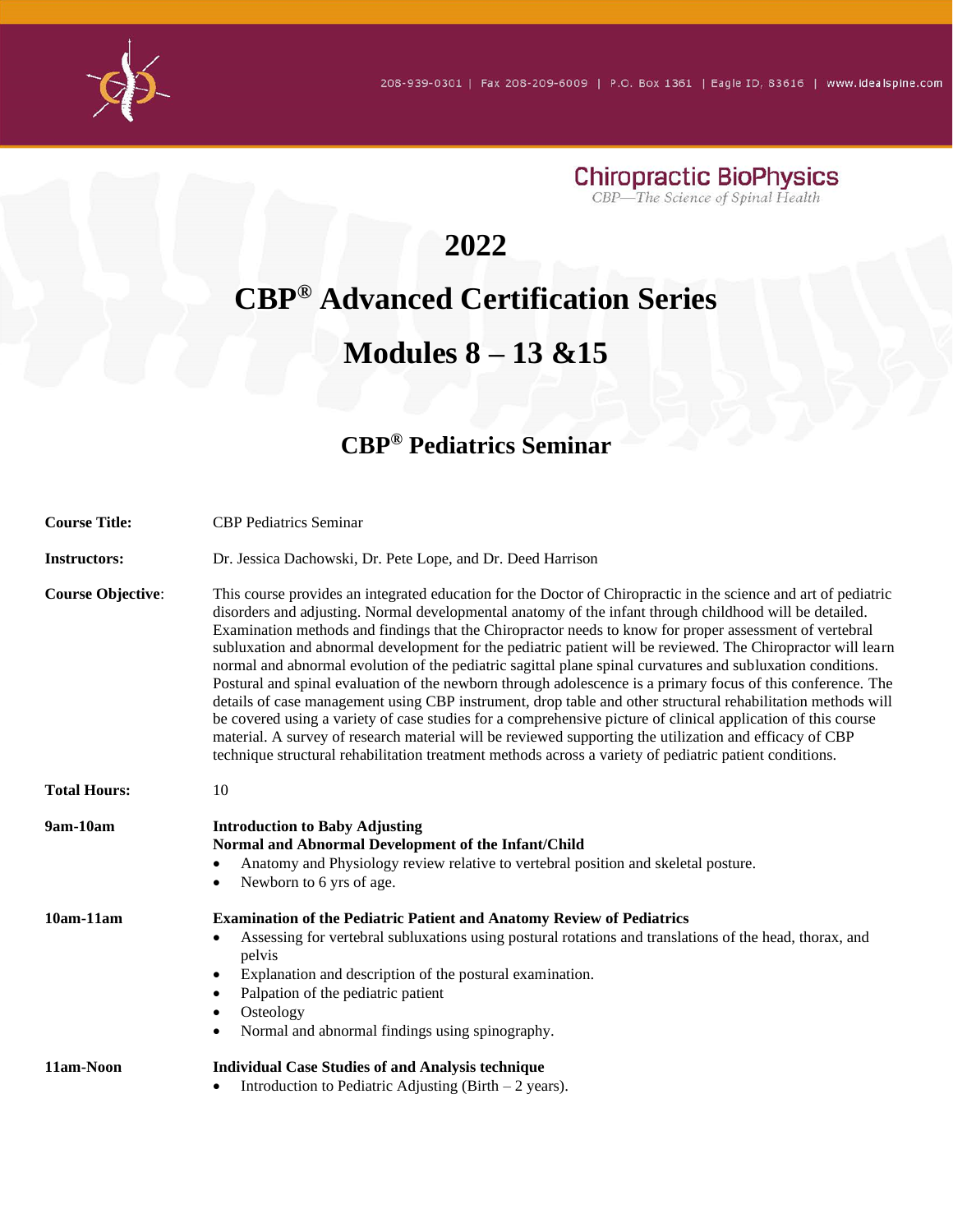208-939-0301 | Fax 208-209-6009 | P.O. Box 1361 | Eagle ID, 83616 | www.idealspine.com

Chiropractic BioPhysics

*CBP—The Science of Spinal Health*

# 2022

# CBP® Advanced Certification Series

# Modules 8 – 13 &15

## CBP® Pediatrics Seminar

**Course Title:** CBP Pediatrics Seminar

**Instructors:** Dr. Jessica Dachowski, Dr. Pete Lope, and Dr. Deed Harrison

**Course Objective**: This course provides an integrated education for the Doctor of Chiropractic in the science and art of pediatric disorders and adjusting. Normal developmental anatomy of the infant through childhood will be detailed. Examination methods and findings that the Chiropractor needs to know for proper assessment of vertebral subluxation and abnormal development for the pediatric patient will be reviewed. The Chiropractor will learn normal and abnormal evolution of the pediatric sagittal plane spinal curvatures and subluxation conditions. Postural and spinal evaluation of the newborn through adolescence is a primary focus of this conference. The details of case management using CBP instrument, drop table and other structural rehabilitation methods will be covered using a variety of case studies for a comprehensive picture of clinical application of this course material. A survey of research material will be reviewed supporting the utilization and efficacy of CBP technique structural rehabilitation treatment methods across a variety of pediatric patient conditions.

**Total Hours:** 10

**9am-10am**

**Introduction to Baby Adjusting**
**Normal and Abnormal Development of the Infant/Child**

- Anatomy and Physiology review relative to vertebral position and skeletal posture.
- Newborn to 6 yrs of age.

**10am-11am**

**Examination of the Pediatric Patient and Anatomy Review of Pediatrics**

- Assessing for vertebral subluxations using postural rotations and translations of the head, thorax, and pelvis
- Explanation and description of the postural examination.
- Palpation of the pediatric patient
- Osteology
- Normal and abnormal findings using spinography.

**11am-Noon**

**Individual Case Studies of and Analysis technique**

- Introduction to Pediatric Adjusting (Birth – 2 years).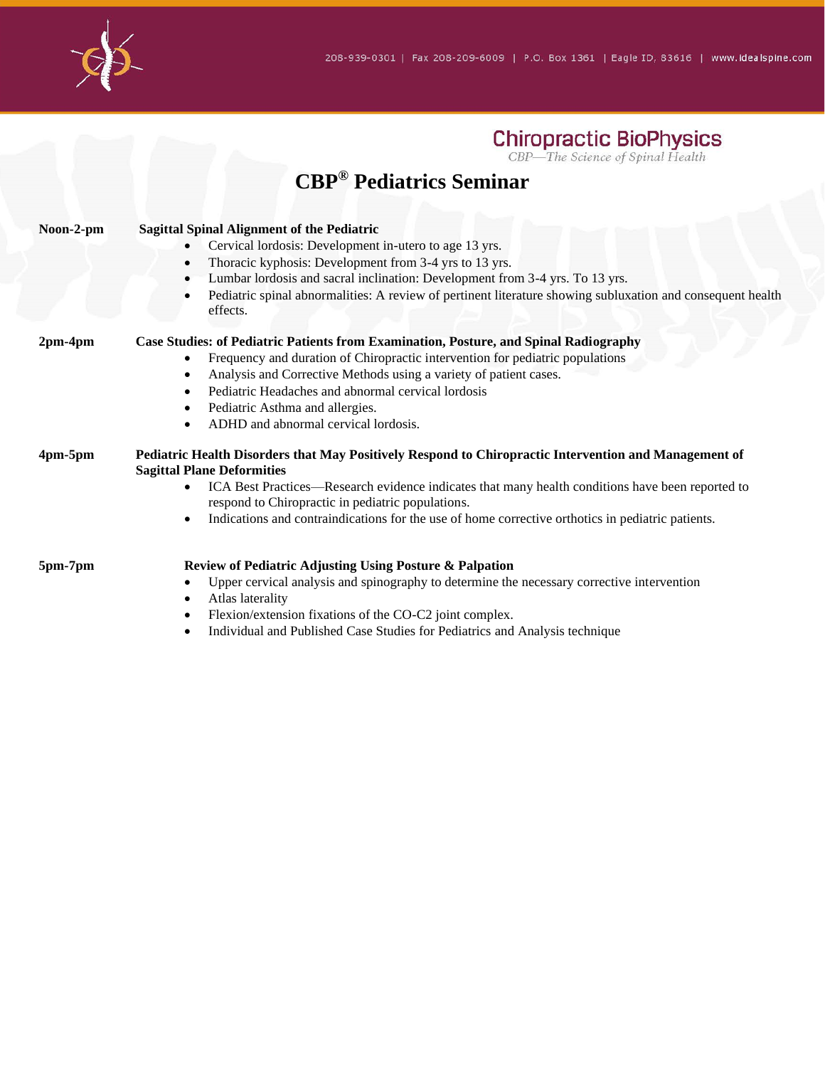Chiropractic BioPhysics
*CBP—The Science of Spinal Health*

# CBP® Pediatrics Seminar

**Noon-2-pm** **Sagittal Spinal Alignment of the Pediatric**

- Cervical lordosis: Development in-utero to age 13 yrs.
- Thoracic kyphosis: Development from 3-4 yrs to 13 yrs.
- Lumbar lordosis and sacral inclination: Development from 3-4 yrs. To 13 yrs.
- Pediatric spinal abnormalities: A review of pertinent literature showing subluxation and consequent health effects.

**2pm-4pm** **Case Studies: of Pediatric Patients from Examination, Posture, and Spinal Radiography**

- Frequency and duration of Chiropractic intervention for pediatric populations
- Analysis and Corrective Methods using a variety of patient cases.
- Pediatric Headaches and abnormal cervical lordosis
- Pediatric Asthma and allergies.
- ADHD and abnormal cervical lordosis.

**4pm-5pm** **Pediatric Health Disorders that May Positively Respond to Chiropractic Intervention and Management of Sagittal Plane Deformities**

- ICA Best Practices—Research evidence indicates that many health conditions have been reported to respond to Chiropractic in pediatric populations.
- Indications and contraindications for the use of home corrective orthotics in pediatric patients.

**5pm-7pm** **Review of Pediatric Adjusting Using Posture & Palpation**

- Upper cervical analysis and spinography to determine the necessary corrective intervention
- Atlas laterality
- Flexion/extension fixations of the CO-C2 joint complex.
- Individual and Published Case Studies for Pediatrics and Analysis technique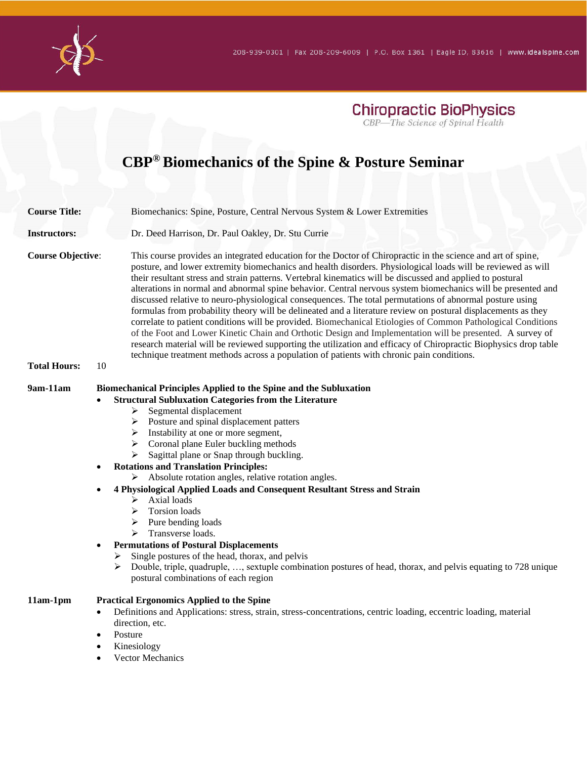Chiropractic BioPhysics

*CBP—The Science of Spinal Health*

# CBP® Biomechanics of the Spine & Posture Seminar

**Course Title:** Biomechanics: Spine, Posture, Central Nervous System & Lower Extremities

**Instructors:** Dr. Deed Harrison, Dr. Paul Oakley, Dr. Stu Currie

**Course Objective**: This course provides an integrated education for the Doctor of Chiropractic in the science and art of spine, posture, and lower extremity biomechanics and health disorders. Physiological loads will be reviewed as will their resultant stress and strain patterns. Vertebral kinematics will be discussed and applied to postural alterations in normal and abnormal spine behavior. Central nervous system biomechanics will be presented and discussed relative to neuro-physiological consequences. The total permutations of abnormal posture using formulas from probability theory will be delineated and a literature review on postural displacements as they correlate to patient conditions will be provided. Biomechanical Etiologies of Common Pathological Conditions of the Foot and Lower Kinetic Chain and Orthotic Design and Implementation will be presented. A survey of research material will be reviewed supporting the utilization and efficacy of Chiropractic Biophysics drop table technique treatment methods across a population of patients with chronic pain conditions.

**Total Hours:** 10

**9am-11am** **Biomechanical Principles Applied to the Spine and the Subluxation**

- **Structural Subluxation Categories from the Literature**
  - Segmental displacement
  - Posture and spinal displacement patters
  - Instability at one or more segment,
  - Coronal plane Euler buckling methods
  - Sagittal plane or Snap through buckling.
- **Rotations and Translation Principles:**
  - Absolute rotation angles, relative rotation angles.
- **4 Physiological Applied Loads and Consequent Resultant Stress and Strain**
  - Axial loads
  - Torsion loads
  - Pure bending loads
  - Transverse loads.
- **Permutations of Postural Displacements**
  - Single postures of the head, thorax, and pelvis
  - Double, triple, quadruple, …, sextuple combination postures of head, thorax, and pelvis equating to 728 unique postural combinations of each region

**11am-1pm** **Practical Ergonomics Applied to the Spine**

- Definitions and Applications: stress, strain, stress-concentrations, centric loading, eccentric loading, material direction, etc.
- Posture
- Kinesiology
- Vector Mechanics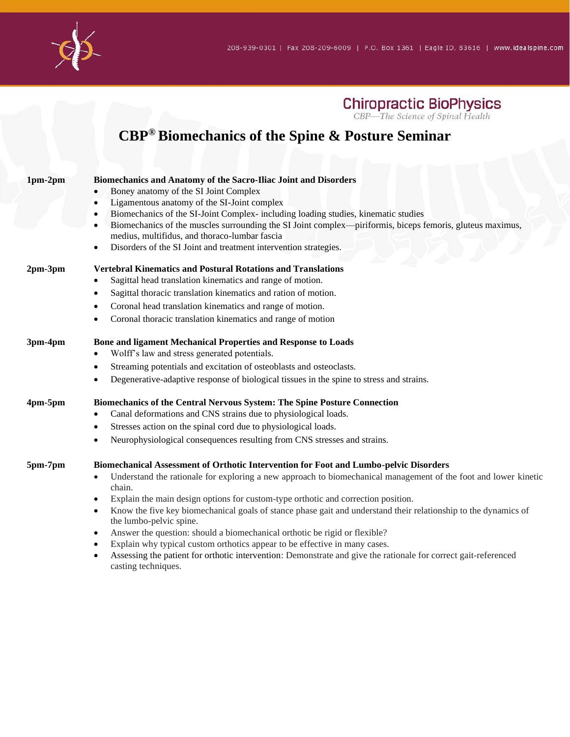Chiropractic BioPhysics

CBP—The Science of Spinal Health

# CBP® Biomechanics of the Spine & Posture Seminar

**1pm-2pm** **Biomechanics and Anatomy of the Sacro-Iliac Joint and Disorders**

- Boney anatomy of the SI Joint Complex
- Ligamentous anatomy of the SI-Joint complex
- Biomechanics of the SI-Joint Complex- including loading studies, kinematic studies
- Biomechanics of the muscles surrounding the SI Joint complex—piriformis, biceps femoris, gluteus maximus, medius, multifidus, and thoraco-lumbar fascia
- Disorders of the SI Joint and treatment intervention strategies.

**2pm-3pm** **Vertebral Kinematics and Postural Rotations and Translations**

- Sagittal head translation kinematics and range of motion.
- Sagittal thoracic translation kinematics and ration of motion.
- Coronal head translation kinematics and range of motion.
- Coronal thoracic translation kinematics and range of motion

**3pm-4pm** **Bone and ligament Mechanical Properties and Response to Loads**

- Wolff's law and stress generated potentials.
- Streaming potentials and excitation of osteoblasts and osteoclasts.
- Degenerative-adaptive response of biological tissues in the spine to stress and strains.

**4pm-5pm** **Biomechanics of the Central Nervous System: The Spine Posture Connection**

- Canal deformations and CNS strains due to physiological loads.
- Stresses action on the spinal cord due to physiological loads.
- Neurophysiological consequences resulting from CNS stresses and strains.

**5pm-7pm** **Biomechanical Assessment of Orthotic Intervention for Foot and Lumbo-pelvic Disorders**

- Understand the rationale for exploring a new approach to biomechanical management of the foot and lower kinetic chain.
- Explain the main design options for custom-type orthotic and correction position.
- Know the five key biomechanical goals of stance phase gait and understand their relationship to the dynamics of the lumbo-pelvic spine.
- Answer the question: should a biomechanical orthotic be rigid or flexible?
- Explain why typical custom orthotics appear to be effective in many cases.
- Assessing the patient for orthotic intervention: Demonstrate and give the rationale for correct gait-referenced casting techniques.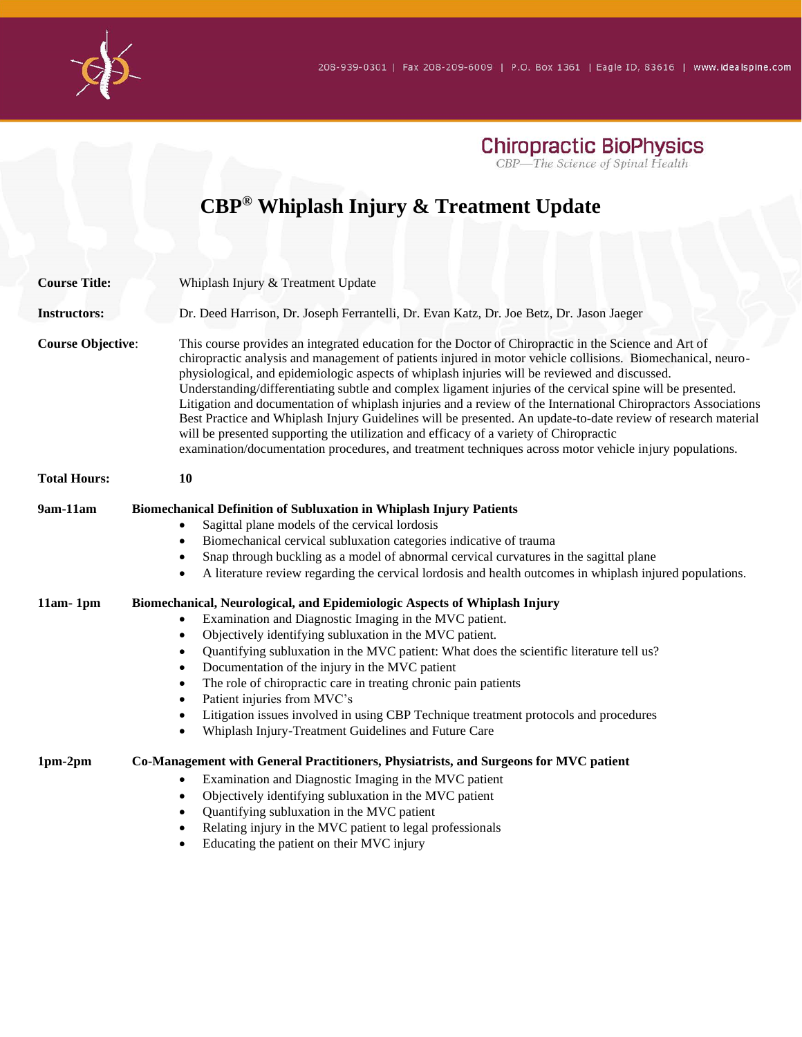Chiropractic BioPhysics

CBP—The Science of Spinal Health

# CBP® Whiplash Injury & Treatment Update

**Course Title:** Whiplash Injury & Treatment Update

**Instructors:** Dr. Deed Harrison, Dr. Joseph Ferrantelli, Dr. Evan Katz, Dr. Joe Betz, Dr. Jason Jaeger

**Course Objective**: This course provides an integrated education for the Doctor of Chiropractic in the Science and Art of chiropractic analysis and management of patients injured in motor vehicle collisions. Biomechanical, neuro-physiological, and epidemiologic aspects of whiplash injuries will be reviewed and discussed. Understanding/differentiating subtle and complex ligament injuries of the cervical spine will be presented. Litigation and documentation of whiplash injuries and a review of the International Chiropractors Associations Best Practice and Whiplash Injury Guidelines will be presented. An update-to-date review of research material will be presented supporting the utilization and efficacy of a variety of Chiropractic examination/documentation procedures, and treatment techniques across motor vehicle injury populations.

**Total Hours:** **10**

**9am-11am** **Biomechanical Definition of Subluxation in Whiplash Injury Patients**

- Sagittal plane models of the cervical lordosis
- Biomechanical cervical subluxation categories indicative of trauma
- Snap through buckling as a model of abnormal cervical curvatures in the sagittal plane
- A literature review regarding the cervical lordosis and health outcomes in whiplash injured populations.

**11am- 1pm** **Biomechanical, Neurological, and Epidemiologic Aspects of Whiplash Injury**

- Examination and Diagnostic Imaging in the MVC patient.
- Objectively identifying subluxation in the MVC patient.
- Quantifying subluxation in the MVC patient: What does the scientific literature tell us?
- Documentation of the injury in the MVC patient
- The role of chiropractic care in treating chronic pain patients
- Patient injuries from MVC's
- Litigation issues involved in using CBP Technique treatment protocols and procedures
- Whiplash Injury-Treatment Guidelines and Future Care

**1pm-2pm** **Co-Management with General Practitioners, Physiatrists, and Surgeons for MVC patient**

- Examination and Diagnostic Imaging in the MVC patient
- Objectively identifying subluxation in the MVC patient
- Quantifying subluxation in the MVC patient
- Relating injury in the MVC patient to legal professionals
- Educating the patient on their MVC injury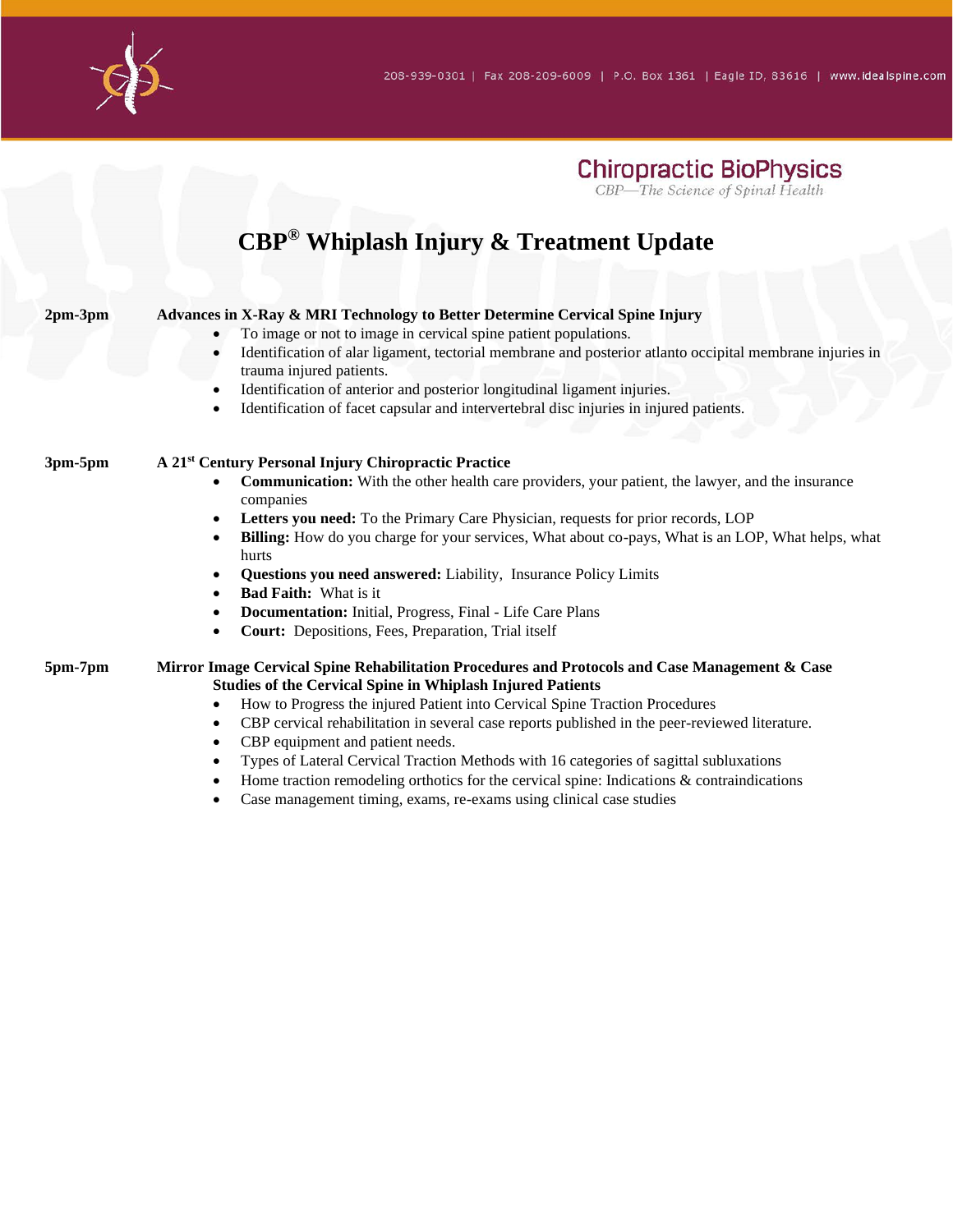208-939-0301 | Fax 208-209-6009 | P.O. Box 1361 | Eagle ID, 83616 | www.idealspine.com

**Chiropractic BioPhysics**

*CBP—The Science of Spinal Health*

# CBP® Whiplash Injury & Treatment Update

**2pm-3pm** **Advances in X-Ray & MRI Technology to Better Determine Cervical Spine Injury**

- To image or not to image in cervical spine patient populations.
- Identification of alar ligament, tectorial membrane and posterior atlanto occipital membrane injuries in trauma injured patients.
- Identification of anterior and posterior longitudinal ligament injuries.
- Identification of facet capsular and intervertebral disc injuries in injured patients.

**3pm-5pm** **A 21st Century Personal Injury Chiropractic Practice**

- **Communication:** With the other health care providers, your patient, the lawyer, and the insurance companies
- **Letters you need:** To the Primary Care Physician, requests for prior records, LOP
- **Billing:** How do you charge for your services, What about co-pays, What is an LOP, What helps, what hurts
- **Questions you need answered:** Liability, Insurance Policy Limits
- **Bad Faith:** What is it
- **Documentation:** Initial, Progress, Final - Life Care Plans
- **Court:** Depositions, Fees, Preparation, Trial itself

**5pm-7pm** **Mirror Image Cervical Spine Rehabilitation Procedures and Protocols and Case Management & Case Studies of the Cervical Spine in Whiplash Injured Patients**

- How to Progress the injured Patient into Cervical Spine Traction Procedures
- CBP cervical rehabilitation in several case reports published in the peer-reviewed literature.
- CBP equipment and patient needs.
- Types of Lateral Cervical Traction Methods with 16 categories of sagittal subluxations
- Home traction remodeling orthotics for the cervical spine: Indications & contraindications
- Case management timing, exams, re-exams using clinical case studies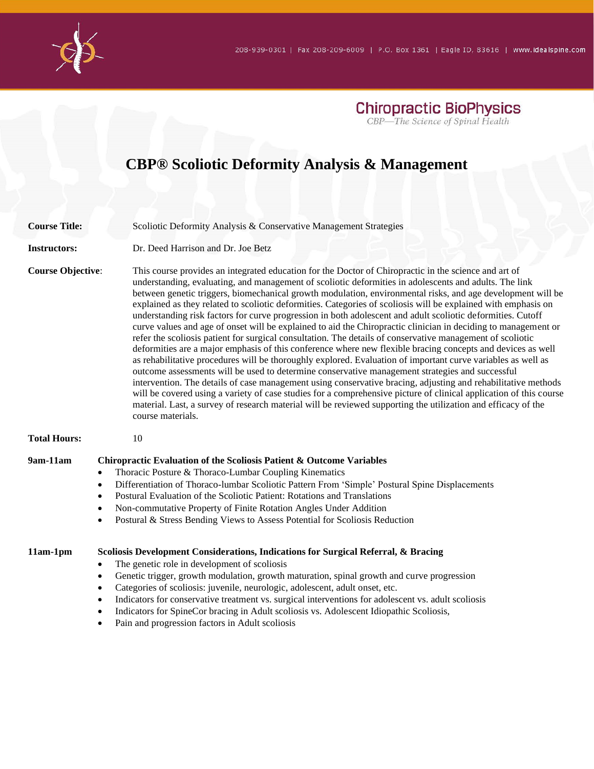Chiropractic BioPhysics

CBP—The Science of Spinal Health

# CBP® Scoliotic Deformity Analysis & Management

**Course Title:** Scoliotic Deformity Analysis & Conservative Management Strategies

**Instructors:** Dr. Deed Harrison and Dr. Joe Betz

**Course Objective**: This course provides an integrated education for the Doctor of Chiropractic in the science and art of understanding, evaluating, and management of scoliotic deformities in adolescents and adults. The link between genetic triggers, biomechanical growth modulation, environmental risks, and age development will be explained as they related to scoliotic deformities. Categories of scoliosis will be explained with emphasis on understanding risk factors for curve progression in both adolescent and adult scoliotic deformities. Cutoff curve values and age of onset will be explained to aid the Chiropractic clinician in deciding to management or refer the scoliosis patient for surgical consultation. The details of conservative management of scoliotic deformities are a major emphasis of this conference where new flexible bracing concepts and devices as well as rehabilitative procedures will be thoroughly explored. Evaluation of important curve variables as well as outcome assessments will be used to determine conservative management strategies and successful intervention. The details of case management using conservative bracing, adjusting and rehabilitative methods will be covered using a variety of case studies for a comprehensive picture of clinical application of this course material. Last, a survey of research material will be reviewed supporting the utilization and efficacy of the course materials.

**Total Hours:** 10

**9am-11am** **Chiropractic Evaluation of the Scoliosis Patient & Outcome Variables**

- Thoracic Posture & Thoraco-Lumbar Coupling Kinematics
- Differentiation of Thoraco-lumbar Scoliotic Pattern From 'Simple' Postural Spine Displacements
- Postural Evaluation of the Scoliotic Patient: Rotations and Translations
- Non-commutative Property of Finite Rotation Angles Under Addition
- Postural & Stress Bending Views to Assess Potential for Scoliosis Reduction

**11am-1pm** **Scoliosis Development Considerations, Indications for Surgical Referral, & Bracing**

- The genetic role in development of scoliosis
- Genetic trigger, growth modulation, growth maturation, spinal growth and curve progression
- Categories of scoliosis: juvenile, neurologic, adolescent, adult onset, etc.
- Indicators for conservative treatment vs. surgical interventions for adolescent vs. adult scoliosis
- Indicators for SpineCor bracing in Adult scoliosis vs. Adolescent Idiopathic Scoliosis,
- Pain and progression factors in Adult scoliosis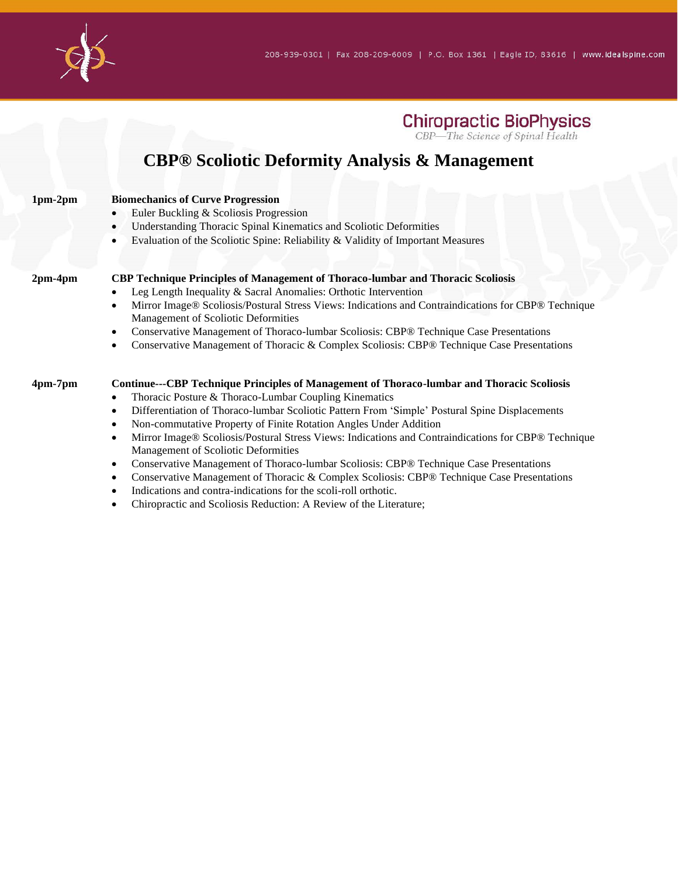Chiropractic BioPhysics

CBP—The Science of Spinal Health

# CBP® Scoliotic Deformity Analysis & Management

**1pm-2pm** **Biomechanics of Curve Progression**

- Euler Buckling & Scoliosis Progression
- Understanding Thoracic Spinal Kinematics and Scoliotic Deformities
- Evaluation of the Scoliotic Spine: Reliability & Validity of Important Measures

**2pm-4pm** **CBP Technique Principles of Management of Thoraco-lumbar and Thoracic Scoliosis**

- Leg Length Inequality & Sacral Anomalies: Orthotic Intervention
- Mirror Image® Scoliosis/Postural Stress Views: Indications and Contraindications for CBP® Technique Management of Scoliotic Deformities
- Conservative Management of Thoraco-lumbar Scoliosis: CBP® Technique Case Presentations
- Conservative Management of Thoracic & Complex Scoliosis: CBP® Technique Case Presentations

**4pm-7pm** **Continue---CBP Technique Principles of Management of Thoraco-lumbar and Thoracic Scoliosis**

- Thoracic Posture & Thoraco-Lumbar Coupling Kinematics
- Differentiation of Thoraco-lumbar Scoliotic Pattern From 'Simple' Postural Spine Displacements
- Non-commutative Property of Finite Rotation Angles Under Addition
- Mirror Image® Scoliosis/Postural Stress Views: Indications and Contraindications for CBP® Technique Management of Scoliotic Deformities
- Conservative Management of Thoraco-lumbar Scoliosis: CBP® Technique Case Presentations
- Conservative Management of Thoracic & Complex Scoliosis: CBP® Technique Case Presentations
- Indications and contra-indications for the scoli-roll orthotic.
- Chiropractic and Scoliosis Reduction: A Review of the Literature;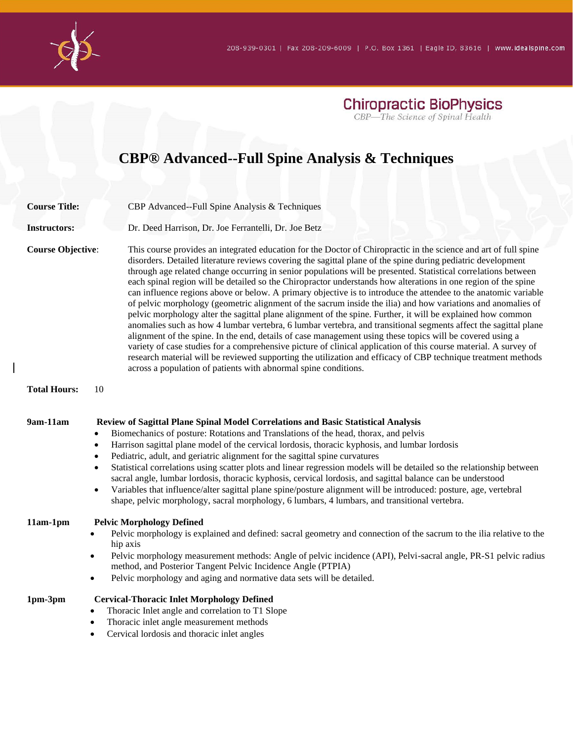# CBP® Advanced--Full Spine Analysis & Techniques

**Course Title:** CBP Advanced--Full Spine Analysis & Techniques

**Instructors:** Dr. Deed Harrison, Dr. Joe Ferrantelli, Dr. Joe Betz

**Course Objective:** This course provides an integrated education for the Doctor of Chiropractic in the science and art of full spine disorders. Detailed literature reviews covering the sagittal plane of the spine during pediatric development through age related change occurring in senior populations will be presented. Statistical correlations between each spinal region will be detailed so the Chiropractor understands how alterations in one region of the spine can influence regions above or below. A primary objective is to introduce the attendee to the anatomic variable of pelvic morphology (geometric alignment of the sacrum inside the ilia) and how variations and anomalies of pelvic morphology alter the sagittal plane alignment of the spine. Further, it will be explained how common anomalies such as how 4 lumbar vertebra, 6 lumbar vertebra, and transitional segments affect the sagittal plane alignment of the spine. In the end, details of case management using these topics will be covered using a variety of case studies for a comprehensive picture of clinical application of this course material. A survey of research material will be reviewed supporting the utilization and efficacy of CBP technique treatment methods across a population of patients with abnormal spine conditions.

**Total Hours:** 10

**9am-11am** **Review of Sagittal Plane Spinal Model Correlations and Basic Statistical Analysis**

- Biomechanics of posture: Rotations and Translations of the head, thorax, and pelvis
- Harrison sagittal plane model of the cervical lordosis, thoracic kyphosis, and lumbar lordosis
- Pediatric, adult, and geriatric alignment for the sagittal spine curvatures
- Statistical correlations using scatter plots and linear regression models will be detailed so the relationship between sacral angle, lumbar lordosis, thoracic kyphosis, cervical lordosis, and sagittal balance can be understood
- Variables that influence/alter sagittal plane spine/posture alignment will be introduced: posture, age, vertebral shape, pelvic morphology, sacral morphology, 6 lumbars, 4 lumbars, and transitional vertebra.

**11am-1pm** **Pelvic Morphology Defined**

- Pelvic morphology is explained and defined: sacral geometry and connection of the sacrum to the ilia relative to the hip axis
- Pelvic morphology measurement methods: Angle of pelvic incidence (API), Pelvi-sacral angle, PR-S1 pelvic radius method, and Posterior Tangent Pelvic Incidence Angle (PTPIA)
- Pelvic morphology and aging and normative data sets will be detailed.

**1pm-3pm** **Cervical-Thoracic Inlet Morphology Defined**

- Thoracic Inlet angle and correlation to T1 Slope
- Thoracic inlet angle measurement methods
- Cervical lordosis and thoracic inlet angles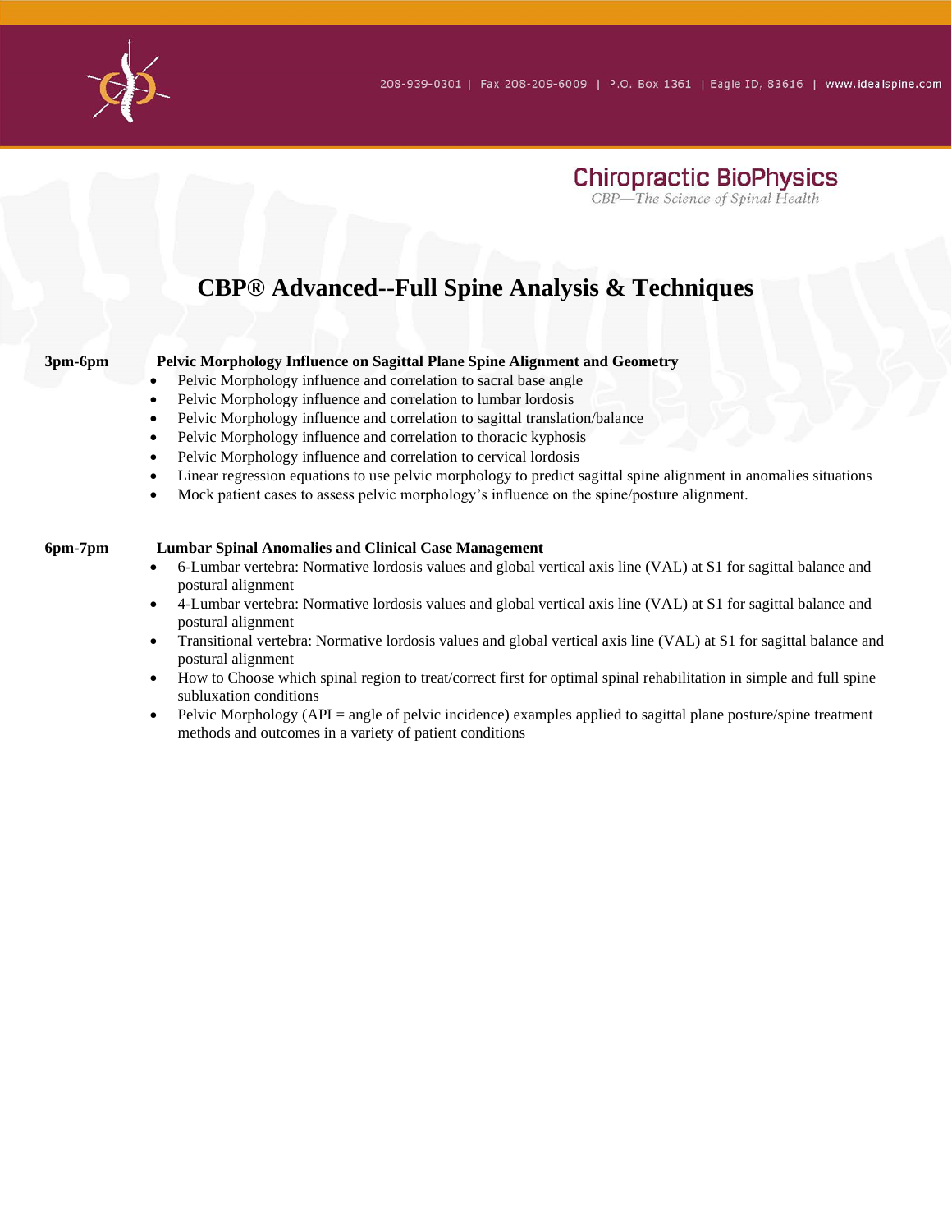# CBP® Advanced--Full Spine Analysis & Techniques

**3pm-6pm** **Pelvic Morphology Influence on Sagittal Plane Spine Alignment and Geometry**

- Pelvic Morphology influence and correlation to sacral base angle
- Pelvic Morphology influence and correlation to lumbar lordosis
- Pelvic Morphology influence and correlation to sagittal translation/balance
- Pelvic Morphology influence and correlation to thoracic kyphosis
- Pelvic Morphology influence and correlation to cervical lordosis
- Linear regression equations to use pelvic morphology to predict sagittal spine alignment in anomalies situations
- Mock patient cases to assess pelvic morphology's influence on the spine/posture alignment.

**6pm-7pm** **Lumbar Spinal Anomalies and Clinical Case Management**

- 6-Lumbar vertebra: Normative lordosis values and global vertical axis line (VAL) at S1 for sagittal balance and postural alignment
- 4-Lumbar vertebra: Normative lordosis values and global vertical axis line (VAL) at S1 for sagittal balance and postural alignment
- Transitional vertebra: Normative lordosis values and global vertical axis line (VAL) at S1 for sagittal balance and postural alignment
- How to Choose which spinal region to treat/correct first for optimal spinal rehabilitation in simple and full spine subluxation conditions
- Pelvic Morphology (API = angle of pelvic incidence) examples applied to sagittal plane posture/spine treatment methods and outcomes in a variety of patient conditions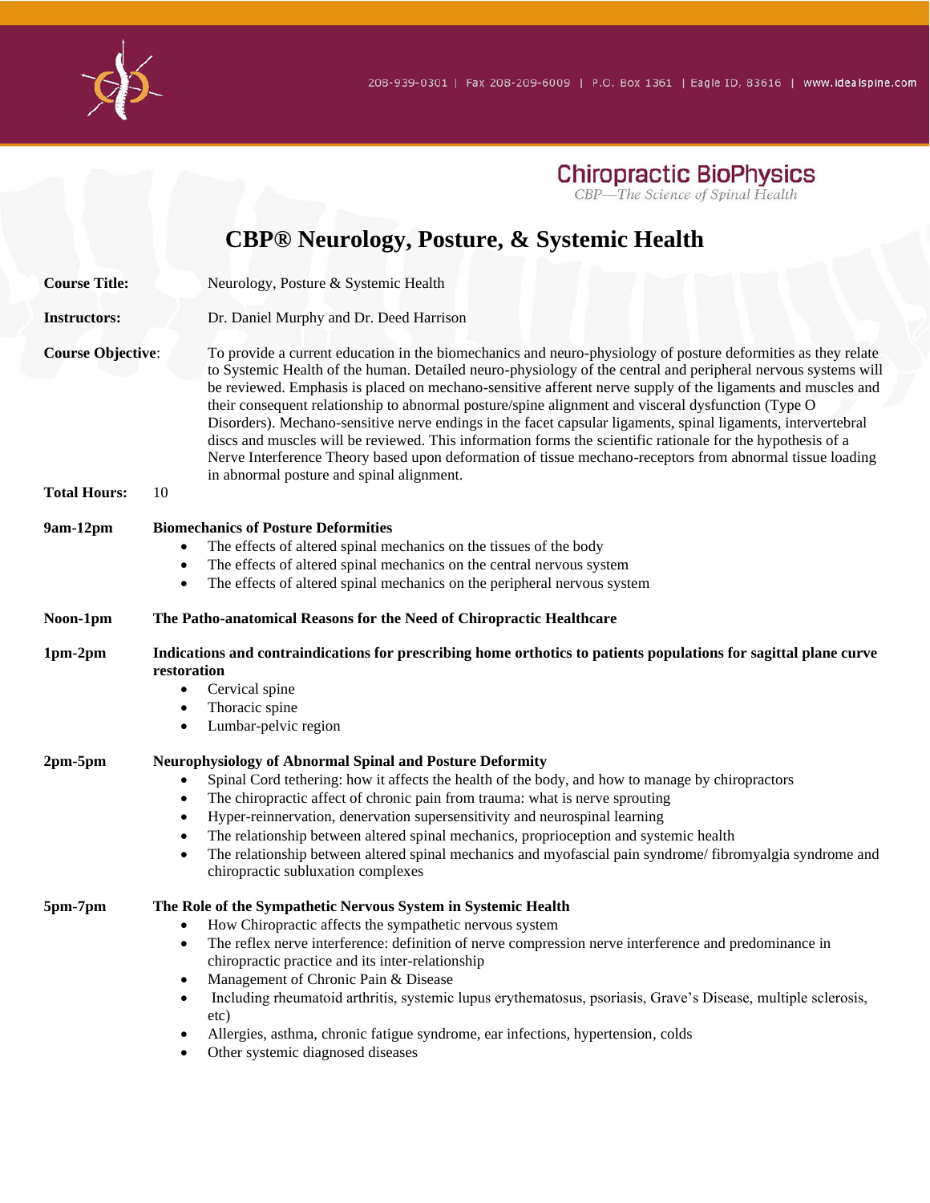208-939-0301 | Fax 208-209-6009 | P.O. Box 1361 | Eagle ID, 83616 | www.idealspine.com

Chiropractic BioPhysics

*CBP—The Science of Spinal Health*

# CBP® Neurology, Posture, & Systemic Health

**Course Title:** Neurology, Posture & Systemic Health

**Instructors:** Dr. Daniel Murphy and Dr. Deed Harrison

**Course Objective:** To provide a current education in the biomechanics and neuro-physiology of posture deformities as they relate to Systemic Health of the human. Detailed neuro-physiology of the central and peripheral nervous systems will be reviewed. Emphasis is placed on mechano-sensitive afferent nerve supply of the ligaments and muscles and their consequent relationship to abnormal posture/spine alignment and visceral dysfunction (Type O Disorders). Mechano-sensitive nerve endings in the facet capsular ligaments, spinal ligaments, intervertebral discs and muscles will be reviewed. This information forms the scientific rationale for the hypothesis of a Nerve Interference Theory based upon deformation of tissue mechano-receptors from abnormal tissue loading in abnormal posture and spinal alignment.

**Total Hours:** 10

**9am-12pm** **Biomechanics of Posture Deformities**

- The effects of altered spinal mechanics on the tissues of the body
- The effects of altered spinal mechanics on the central nervous system
- The effects of altered spinal mechanics on the peripheral nervous system

**Noon-1pm** **The Patho-anatomical Reasons for the Need of Chiropractic Healthcare**

**1pm-2pm** **Indications and contraindications for prescribing home orthotics to patients populations for sagittal plane curve restoration**

- Cervical spine
- Thoracic spine
- Lumbar-pelvic region

**2pm-5pm** **Neurophysiology of Abnormal Spinal and Posture Deformity**

- Spinal Cord tethering: how it affects the health of the body, and how to manage by chiropractors
- The chiropractic affect of chronic pain from trauma: what is nerve sprouting
- Hyper-reinnervation, denervation supersensitivity and neurospinal learning
- The relationship between altered spinal mechanics, proprioception and systemic health
- The relationship between altered spinal mechanics and myofascial pain syndrome/ fibromyalgia syndrome and chiropractic subluxation complexes

**5pm-7pm** **The Role of the Sympathetic Nervous System in Systemic Health**

- How Chiropractic affects the sympathetic nervous system
- The reflex nerve interference: definition of nerve compression nerve interference and predominance in chiropractic practice and its inter-relationship
- Management of Chronic Pain & Disease
- Including rheumatoid arthritis, systemic lupus erythematosus, psoriasis, Grave's Disease, multiple sclerosis, etc)
- Allergies, asthma, chronic fatigue syndrome, ear infections, hypertension, colds
- Other systemic diagnosed diseases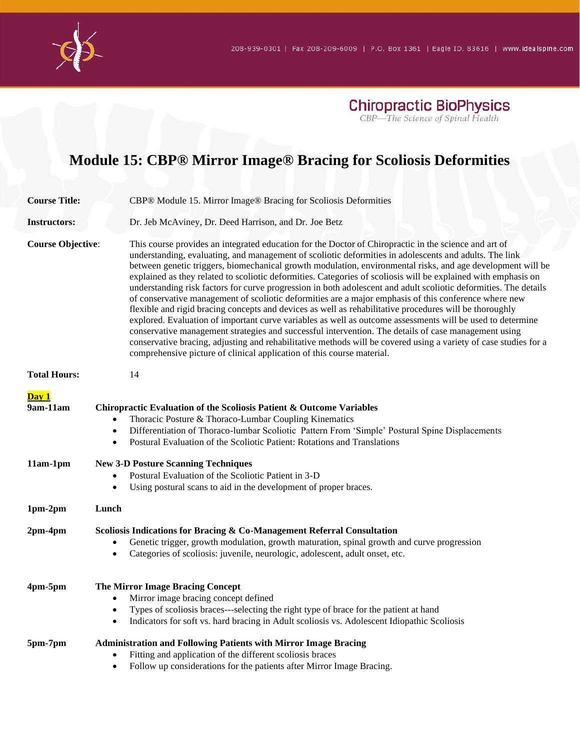Chiropractic BioPhysics

CBP—The Science of Spinal Health

# Module 15: CBP® Mirror Image® Bracing for Scoliosis Deformities

**Course Title:** CBP® Module 15. Mirror Image® Bracing for Scoliosis Deformities

**Instructors:** Dr. Jeb McAviney, Dr. Deed Harrison, and Dr. Joe Betz

**Course Objective**: This course provides an integrated education for the Doctor of Chiropractic in the science and art of understanding, evaluating, and management of scoliotic deformities in adolescents and adults. The link between genetic triggers, biomechanical growth modulation, environmental risks, and age development will be explained as they related to scoliotic deformities. Categories of scoliosis will be explained with emphasis on understanding risk factors for curve progression in both adolescent and adult scoliotic deformities. The details of conservative management of scoliotic deformities are a major emphasis of this conference where new flexible and rigid bracing concepts and devices as well as rehabilitative procedures will be thoroughly explored. Evaluation of important curve variables as well as outcome assessments will be used to determine conservative management strategies and successful intervention. The details of case management using conservative bracing, adjusting and rehabilitative methods will be covered using a variety of case studies for a comprehensive picture of clinical application of this course material.

**Total Hours:** 14

**Day 1**

**9am-11am** **Chiropractic Evaluation of the Scoliosis Patient & Outcome Variables**
- Thoracic Posture & Thoraco-Lumbar Coupling Kinematics
- Differentiation of Thoraco-lumbar Scoliotic Pattern From 'Simple' Postural Spine Displacements
- Postural Evaluation of the Scoliotic Patient: Rotations and Translations

**11am-1pm** **New 3-D Posture Scanning Techniques**
- Postural Evaluation of the Scoliotic Patient in 3-D
- Using postural scans to aid in the development of proper braces.

**1pm-2pm** **Lunch**

**2pm-4pm** **Scoliosis Indications for Bracing & Co-Management Referral Consultation**
- Genetic trigger, growth modulation, growth maturation, spinal growth and curve progression
- Categories of scoliosis: juvenile, neurologic, adolescent, adult onset, etc.

**4pm-5pm** **The Mirror Image Bracing Concept**
- Mirror image bracing concept defined
- Types of scoliosis braces---selecting the right type of brace for the patient at hand
- Indicators for soft vs. hard bracing in Adult scoliosis vs. Adolescent Idiopathic Scoliosis

**5pm-7pm** **Administration and Following Patients with Mirror Image Bracing**
- Fitting and application of the different scoliosis braces
- Follow up considerations for the patients after Mirror Image Bracing.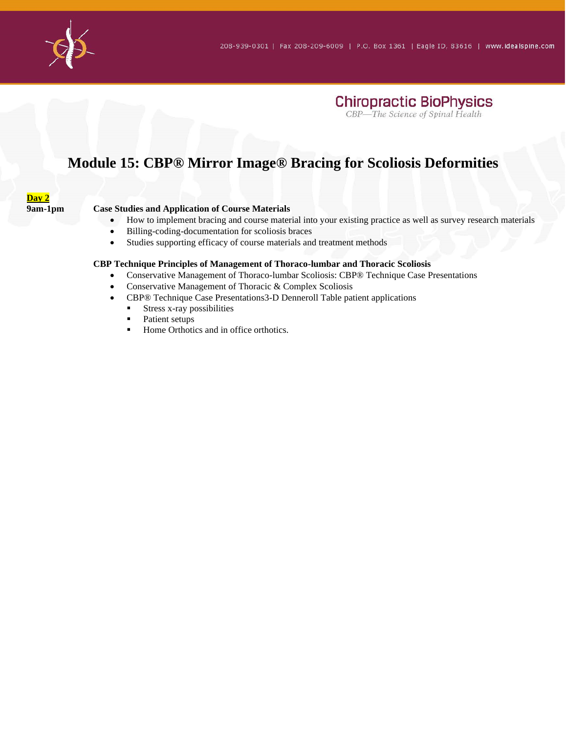# Module 15: CBP® Mirror Image® Bracing for Scoliosis Deformities

**Day 2**

**9am-1pm**

**Case Studies and Application of Course Materials**

- How to implement bracing and course material into your existing practice as well as survey research materials
- Billing-coding-documentation for scoliosis braces
- Studies supporting efficacy of course materials and treatment methods

**CBP Technique Principles of Management of Thoraco-lumbar and Thoracic Scoliosis**

- Conservative Management of Thoraco-lumbar Scoliosis: CBP® Technique Case Presentations
- Conservative Management of Thoracic & Complex Scoliosis
- CBP® Technique Case Presentations3-D Denneroll Table patient applications
  - Stress x-ray possibilities
  - Patient setups
  - Home Orthotics and in office orthotics.